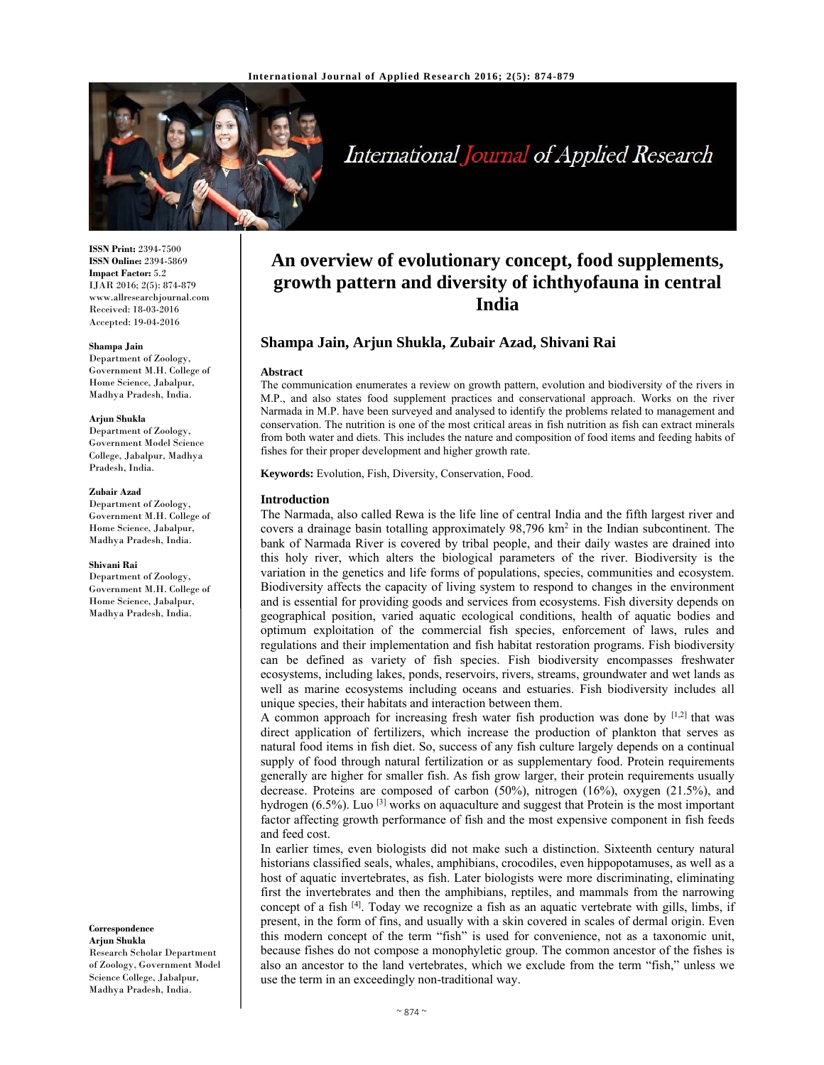ISSN Print: 2394-7500
ISSN Online: 2394-5869
Impact Factor: 5.2
IJAR 2016; 2(5): 874-879
www.allresearchjournal.com
Received: 18-03-2016
Accepted: 19-04-2016

**Shampa Jain**
Department of Zoology, Government M.H. College of Home Science, Jabalpur, Madhya Pradesh, India.

**Arjun Shukla**
Department of Zoology, Government Model Science College, Jabalpur, Madhya Pradesh, India.

**Zubair Azad**
Department of Zoology, Government M.H. College of Home Science, Jabalpur, Madhya Pradesh, India.

**Shivani Rai**
Department of Zoology, Government M.H. College of Home Science, Jabalpur, Madhya Pradesh, India.

**Correspondence**
**Arjun Shukla**
Research Scholar Department of Zoology, Government Model Science College, Jabalpur, Madhya Pradesh, India.

# An overview of evolutionary concept, food supplements, growth pattern and diversity of ichthyofauna in central India

**Shampa Jain, Arjun Shukla, Zubair Azad, Shivani Rai**

## Abstract

The communication enumerates a review on growth pattern, evolution and biodiversity of the rivers in M.P., and also states food supplement practices and conservational approach. Works on the river Narmada in M.P. have been surveyed and analysed to identify the problems related to management and conservation. The nutrition is one of the most critical areas in fish nutrition as fish can extract minerals from both water and diets. This includes the nature and composition of food items and feeding habits of fishes for their proper development and higher growth rate.

**Keywords:** Evolution, Fish, Diversity, Conservation, Food.

## Introduction

The Narmada, also called Rewa is the life line of central India and the fifth largest river and covers a drainage basin totalling approximately 98,796 km$^2$ in the Indian subcontinent. The bank of Narmada River is covered by tribal people, and their daily wastes are drained into this holy river, which alters the biological parameters of the river. Biodiversity is the variation in the genetics and life forms of populations, species, communities and ecosystem. Biodiversity affects the capacity of living system to respond to changes in the environment and is essential for providing goods and services from ecosystems. Fish diversity depends on geographical position, varied aquatic ecological conditions, health of aquatic bodies and optimum exploitation of the commercial fish species, enforcement of laws, rules and regulations and their implementation and fish habitat restoration programs. Fish biodiversity can be defined as variety of fish species. Fish biodiversity encompasses freshwater ecosystems, including lakes, ponds, reservoirs, rivers, streams, groundwater and wet lands as well as marine ecosystems including oceans and estuaries. Fish biodiversity includes all unique species, their habitats and interaction between them.

A common approach for increasing fresh water fish production was done by [1,2] that was direct application of fertilizers, which increase the production of plankton that serves as natural food items in fish diet. So, success of any fish culture largely depends on a continual supply of food through natural fertilization or as supplementary food. Protein requirements generally are higher for smaller fish. As fish grow larger, their protein requirements usually decrease. Proteins are composed of carbon (50%), nitrogen (16%), oxygen (21.5%), and hydrogen (6.5%). Luo [3] works on aquaculture and suggest that Protein is the most important factor affecting growth performance of fish and the most expensive component in fish feeds and feed cost.

In earlier times, even biologists did not make such a distinction. Sixteenth century natural historians classified seals, whales, amphibians, crocodiles, even hippopotamuses, as well as a host of aquatic invertebrates, as fish. Later biologists were more discriminating, eliminating first the invertebrates and then the amphibians, reptiles, and mammals from the narrowing concept of a fish [4]. Today we recognize a fish as an aquatic vertebrate with gills, limbs, if present, in the form of fins, and usually with a skin covered in scales of dermal origin. Even this modern concept of the term "fish" is used for convenience, not as a taxonomic unit, because fishes do not compose a monophyletic group. The common ancestor of the fishes is also an ancestor to the land vertebrates, which we exclude from the term "fish," unless we use the term in an exceedingly non-traditional way.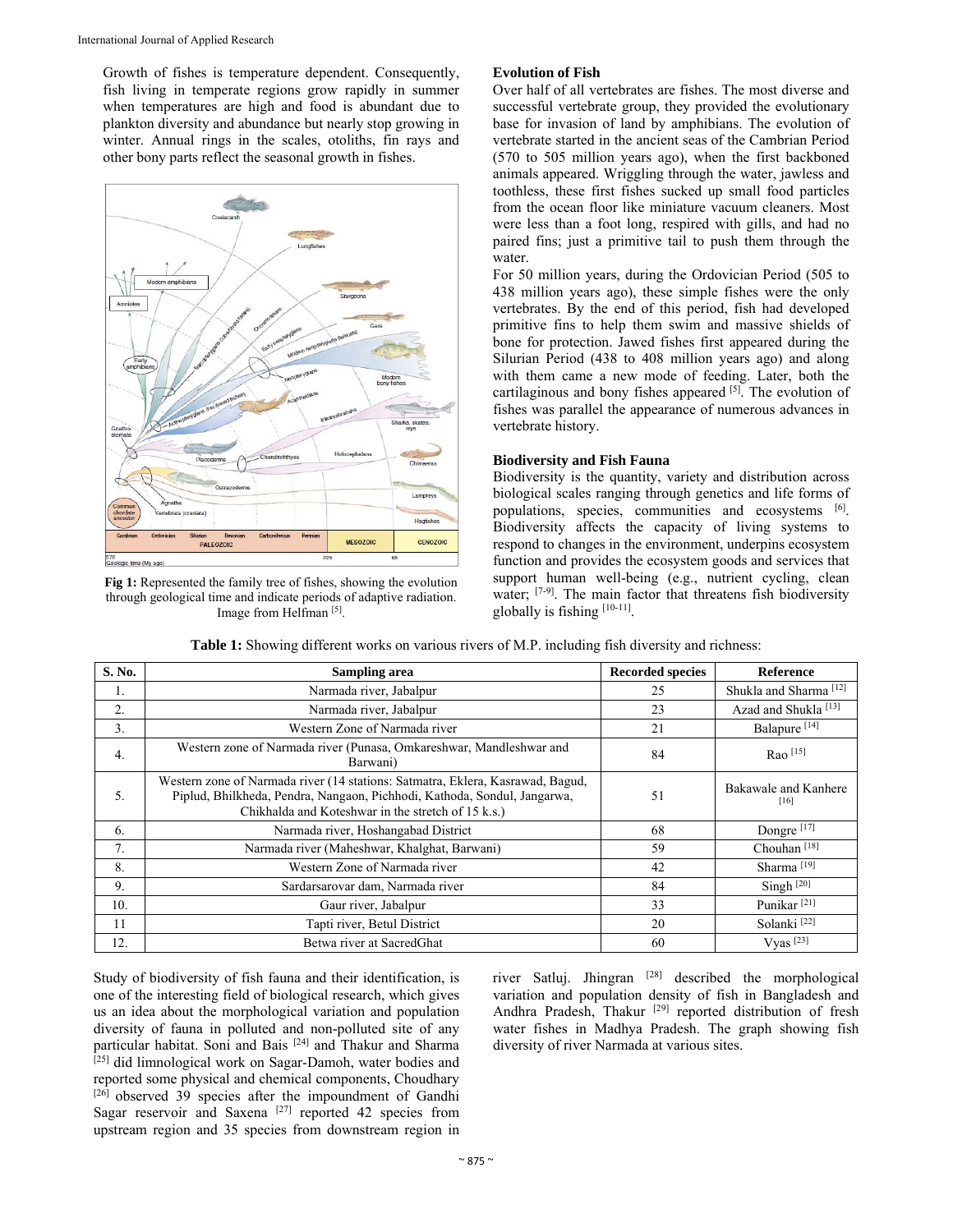Growth of fishes is temperature dependent. Consequently, fish living in temperate regions grow rapidly in summer when temperatures are high and food is abundant due to plankton diversity and abundance but nearly stop growing in winter. Annual rings in the scales, otoliths, fin rays and other bony parts reflect the seasonal growth in fishes.

**Fig 1:** Represented the family tree of fishes, showing the evolution through geological time and indicate periods of adaptive radiation. Image from Helfman [5].

### Evolution of Fish

Over half of all vertebrates are fishes. The most diverse and successful vertebrate group, they provided the evolutionary base for invasion of land by amphibians. The evolution of vertebrate started in the ancient seas of the Cambrian Period (570 to 505 million years ago), when the first backboned animals appeared. Wriggling through the water, jawless and toothless, these first fishes sucked up small food particles from the ocean floor like miniature vacuum cleaners. Most were less than a foot long, respired with gills, and had no paired fins; just a primitive tail to push them through the water.

For 50 million years, during the Ordovician Period (505 to 438 million years ago), these simple fishes were the only vertebrates. By the end of this period, fish had developed primitive fins to help them swim and massive shields of bone for protection. Jawed fishes first appeared during the Silurian Period (438 to 408 million years ago) and along with them came a new mode of feeding. Later, both the cartilaginous and bony fishes appeared [5]. The evolution of fishes was parallel the appearance of numerous advances in vertebrate history.

### Biodiversity and Fish Fauna

Biodiversity is the quantity, variety and distribution across biological scales ranging through genetics and life forms of populations, species, communities and ecosystems [6]. Biodiversity affects the capacity of living systems to respond to changes in the environment, underpins ecosystem function and provides the ecosystem goods and services that support human well-being (e.g., nutrient cycling, clean water; [7-9]. The main factor that threatens fish biodiversity globally is fishing [10-11].

**Table 1:** Showing different works on various rivers of M.P. including fish diversity and richness:

| S. No. | Sampling area | Recorded species | Reference |
|---|---|---|---|
| 1. | Narmada river, Jabalpur | 25 | Shukla and Sharma [12] |
| 2. | Narmada river, Jabalpur | 23 | Azad and Shukla [13] |
| 3. | Western Zone of Narmada river | 21 | Balapure [14] |
| 4. | Western zone of Narmada river (Punasa, Omkareshwar, Mandleshwar and Barwani) | 84 | Rao [15] |
| 5. | Western zone of Narmada river (14 stations: Satmatra, Eklera, Kasrawad, Bagud, Piplud, Bhilkheda, Pendra, Nangaon, Pichhodi, Kathoda, Sondul, Jangarwa, Chikhalda and Koteshwar in the stretch of 15 k.s.) | 51 | Bakawale and Kanhere [16] |
| 6. | Narmada river, Hoshangabad District | 68 | Dongre [17] |
| 7. | Narmada river (Maheshwar, Khalghat, Barwani) | 59 | Chouhan [18] |
| 8. | Western Zone of Narmada river | 42 | Sharma [19] |
| 9. | Sardarsarovar dam, Narmada river | 84 | Singh [20] |
| 10. | Gaur river, Jabalpur | 33 | Punikar [21] |
| 11 | Tapti river, Betul District | 20 | Solanki [22] |
| 12. | Betwa river at SacredGhat | 60 | Vyas [23] |

Study of biodiversity of fish fauna and their identification, is one of the interesting field of biological research, which gives us an idea about the morphological variation and population diversity of fauna in polluted and non-polluted site of any particular habitat. Soni and Bais [24] and Thakur and Sharma [25] did limnological work on Sagar-Damoh, water bodies and reported some physical and chemical components, Choudhary [26] observed 39 species after the impoundment of Gandhi Sagar reservoir and Saxena [27] reported 42 species from upstream region and 35 species from downstream region in river Satluj. Jhingran [28] described the morphological variation and population density of fish in Bangladesh and Andhra Pradesh, Thakur [29] reported distribution of fresh water fishes in Madhya Pradesh. The graph showing fish diversity of river Narmada at various sites.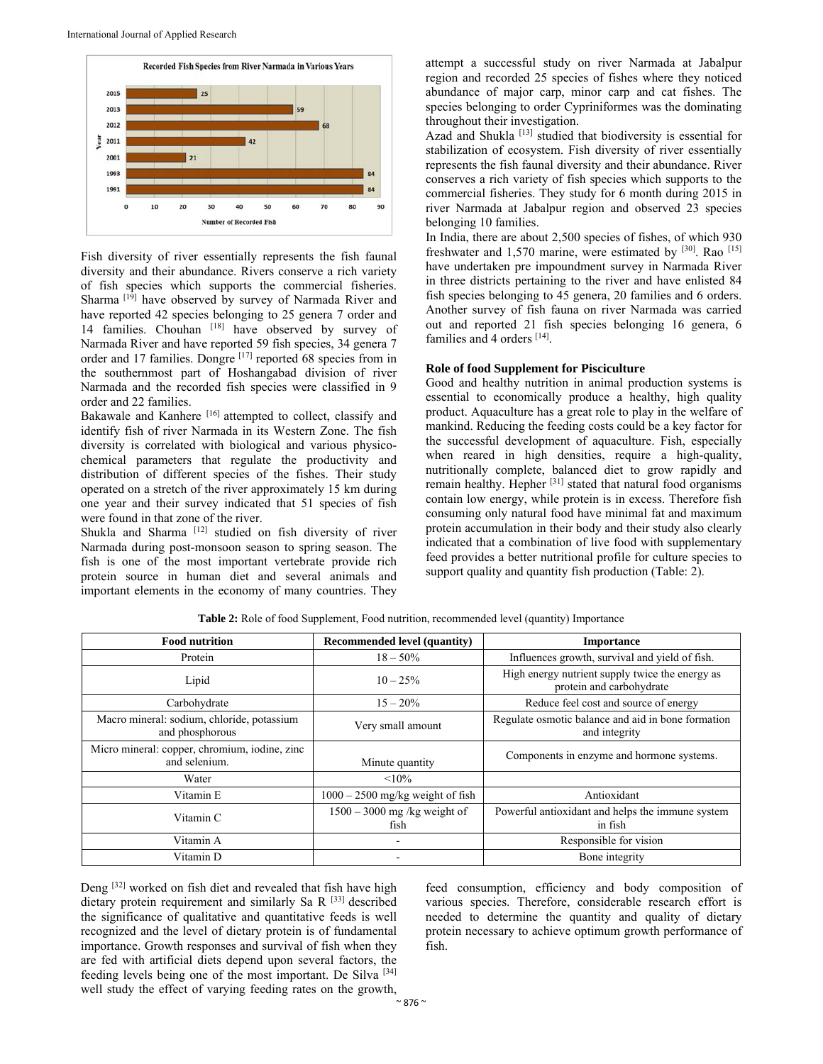Fish diversity of river essentially represents the fish faunal diversity and their abundance. Rivers conserve a rich variety of fish species which supports the commercial fisheries. Sharma [19] have observed by survey of Narmada River and have reported 42 species belonging to 25 genera 7 order and 14 families. Chouhan [18] have observed by survey of Narmada River and have reported 59 fish species, 34 genera 7 order and 17 families. Dongre [17] reported 68 species from in the southernmost part of Hoshangabad division of river Narmada and the recorded fish species were classified in 9 order and 22 families.

Bakawale and Kanhere [16] attempted to collect, classify and identify fish of river Narmada in its Western Zone. The fish diversity is correlated with biological and various physico-chemical parameters that regulate the productivity and distribution of different species of the fishes. Their study operated on a stretch of the river approximately 15 km during one year and their survey indicated that 51 species of fish were found in that zone of the river.

Shukla and Sharma [12] studied on fish diversity of river Narmada during post-monsoon season to spring season. The fish is one of the most important vertebrate provide rich protein source in human diet and several animals and important elements in the economy of many countries. They attempt a successful study on river Narmada at Jabalpur region and recorded 25 species of fishes where they noticed abundance of major carp, minor carp and cat fishes. The species belonging to order Cypriniformes was the dominating throughout their investigation.

Azad and Shukla [13] studied that biodiversity is essential for stabilization of ecosystem. Fish diversity of river essentially represents the fish faunal diversity and their abundance. River conserves a rich variety of fish species which supports to the commercial fisheries. They study for 6 month during 2015 in river Narmada at Jabalpur region and observed 23 species belonging 10 families.

In India, there are about 2,500 species of fishes, of which 930 freshwater and 1,570 marine, were estimated by [30]. Rao [15] have undertaken pre impoundment survey in Narmada River in three districts pertaining to the river and have enlisted 84 fish species belonging to 45 genera, 20 families and 6 orders. Another survey of fish fauna on river Narmada was carried out and reported 21 fish species belonging 16 genera, 6 families and 4 orders [14].

## Role of food Supplement for Pisciculture

Good and healthy nutrition in animal production systems is essential to economically produce a healthy, high quality product. Aquaculture has a great role to play in the welfare of mankind. Reducing the feeding costs could be a key factor for the successful development of aquaculture. Fish, especially when reared in high densities, require a high-quality, nutritionally complete, balanced diet to grow rapidly and remain healthy. Hepher [31] stated that natural food organisms contain low energy, while protein is in excess. Therefore fish consuming only natural food have minimal fat and maximum protein accumulation in their body and their study also clearly indicated that a combination of live food with supplementary feed provides a better nutritional profile for culture species to support quality and quantity fish production (Table: 2).

**Table 2:** Role of food Supplement, Food nutrition, recommended level (quantity) Importance

| Food nutrition | Recommended level (quantity) | Importance |
|---|---|---|
| Protein | 18 – 50% | Influences growth, survival and yield of fish. |
| Lipid | 10 – 25% | High energy nutrient supply twice the energy as protein and carbohydrate |
| Carbohydrate | 15 – 20% | Reduce feel cost and source of energy |
| Macro mineral: sodium, chloride, potassium and phosphorous | Very small amount | Regulate osmotic balance and aid in bone formation and integrity |
| Micro mineral: copper, chromium, iodine, zinc and selenium. | Minute quantity | Components in enzyme and hormone systems. |
| Water | <10% | |
| Vitamin E | 1000 – 2500 mg/kg weight of fish | Antioxidant |
| Vitamin C | 1500 – 3000 mg /kg weight of fish | Powerful antioxidant and helps the immune system in fish |
| Vitamin A | - | Responsible for vision |
| Vitamin D | - | Bone integrity |

Deng [32] worked on fish diet and revealed that fish have high dietary protein requirement and similarly Sa R [33] described the significance of qualitative and quantitative feeds is well recognized and the level of dietary protein is of fundamental importance. Growth responses and survival of fish when they are fed with artificial diets depend upon several factors, the feeding levels being one of the most important. De Silva [34] well study the effect of varying feeding rates on the growth, feed consumption, efficiency and body composition of various species. Therefore, considerable research effort is needed to determine the quantity and quality of dietary protein necessary to achieve optimum growth performance of fish.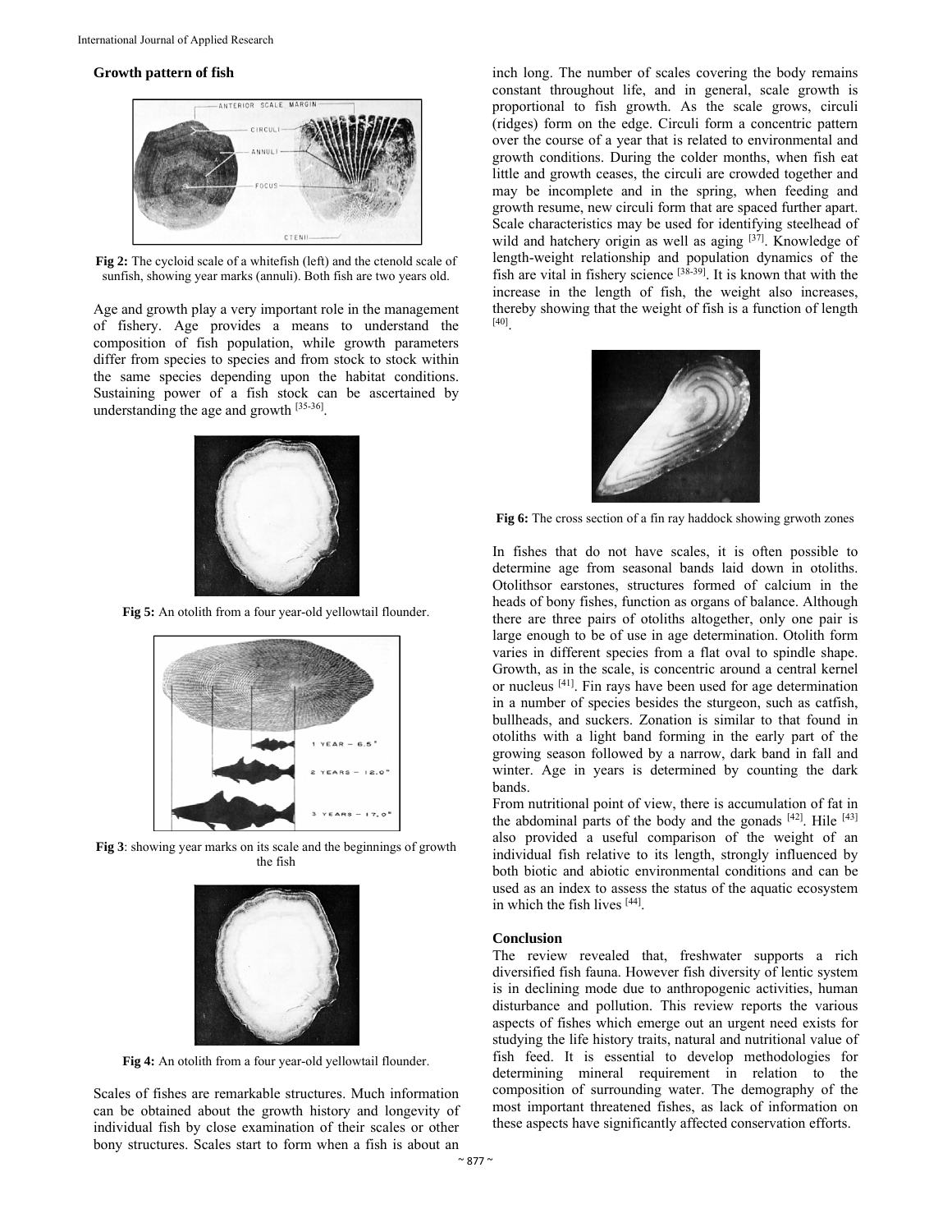## Growth pattern of fish

Fig 2: The cycloid scale of a whitefish (left) and the ctenold scale of sunfish, showing year marks (annuli). Both fish are two years old.

Age and growth play a very important role in the management of fishery. Age provides a means to understand the composition of fish population, while growth parameters differ from species to species and from stock to stock within the same species depending upon the habitat conditions. Sustaining power of a fish stock can be ascertained by understanding the age and growth [35-36].

Fig 5: An otolith from a four year-old yellowtail flounder.

Fig 3: showing year marks on its scale and the beginnings of growth the fish

Fig 4: An otolith from a four year-old yellowtail flounder.

Scales of fishes are remarkable structures. Much information can be obtained about the growth history and longevity of individual fish by close examination of their scales or other bony structures. Scales start to form when a fish is about an inch long. The number of scales covering the body remains constant throughout life, and in general, scale growth is proportional to fish growth. As the scale grows, circuli (ridges) form on the edge. Circuli form a concentric pattern over the course of a year that is related to environmental and growth conditions. During the colder months, when fish eat little and growth ceases, the circuli are crowded together and may be incomplete and in the spring, when feeding and growth resume, new circuli form that are spaced further apart. Scale characteristics may be used for identifying steelhead of wild and hatchery origin as well as aging [37]. Knowledge of length-weight relationship and population dynamics of the fish are vital in fishery science [38-39]. It is known that with the increase in the length of fish, the weight also increases, thereby showing that the weight of fish is a function of length [40].

Fig 6: The cross section of a fin ray haddock showing grwoth zones

In fishes that do not have scales, it is often possible to determine age from seasonal bands laid down in otoliths. Otolithsor earstones, structures formed of calcium in the heads of bony fishes, function as organs of balance. Although there are three pairs of otoliths altogether, only one pair is large enough to be of use in age determination. Otolith form varies in different species from a flat oval to spindle shape. Growth, as in the scale, is concentric around a central kernel or nucleus [41]. Fin rays have been used for age determination in a number of species besides the sturgeon, such as catfish, bullheads, and suckers. Zonation is similar to that found in otoliths with a light band forming in the early part of the growing season followed by a narrow, dark band in fall and winter. Age in years is determined by counting the dark bands.

From nutritional point of view, there is accumulation of fat in the abdominal parts of the body and the gonads [42]. Hile [43] also provided a useful comparison of the weight of an individual fish relative to its length, strongly influenced by both biotic and abiotic environmental conditions and can be used as an index to assess the status of the aquatic ecosystem in which the fish lives [44].

## Conclusion

The review revealed that, freshwater supports a rich diversified fish fauna. However fish diversity of lentic system is in declining mode due to anthropogenic activities, human disturbance and pollution. This review reports the various aspects of fishes which emerge out an urgent need exists for studying the life history traits, natural and nutritional value of fish feed. It is essential to develop methodologies for determining mineral requirement in relation to the composition of surrounding water. The demography of the most important threatened fishes, as lack of information on these aspects have significantly affected conservation efforts.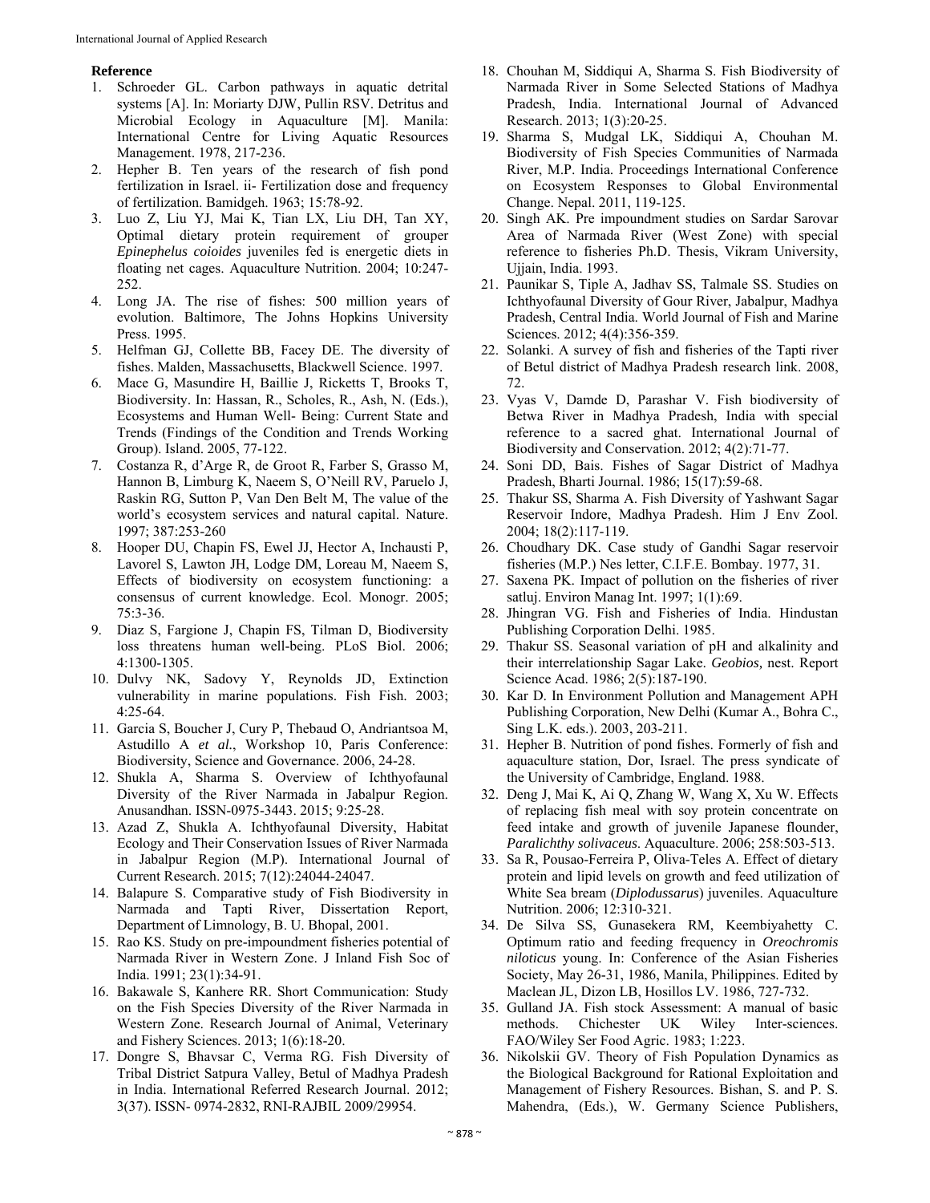## Reference

1. Schroeder GL. Carbon pathways in aquatic detrital systems [A]. In: Moriarty DJW, Pullin RSV. Detritus and Microbial Ecology in Aquaculture [M]. Manila: International Centre for Living Aquatic Resources Management. 1978, 217-236.
2. Hepher B. Ten years of the research of fish pond fertilization in Israel. ii- Fertilization dose and frequency of fertilization. Bamidgeh. 1963; 15:78-92.
3. Luo Z, Liu YJ, Mai K, Tian LX, Liu DH, Tan XY, Optimal dietary protein requirement of grouper *Epinephelus coioides* juveniles fed is energetic diets in floating net cages. Aquaculture Nutrition. 2004; 10:247-252.
4. Long JA. The rise of fishes: 500 million years of evolution. Baltimore, The Johns Hopkins University Press. 1995.
5. Helfman GJ, Collette BB, Facey DE. The diversity of fishes. Malden, Massachusetts, Blackwell Science. 1997.
6. Mace G, Masundire H, Baillie J, Ricketts T, Brooks T, Biodiversity. In: Hassan, R., Scholes, R., Ash, N. (Eds.), Ecosystems and Human Well- Being: Current State and Trends (Findings of the Condition and Trends Working Group). Island. 2005, 77-122.
7. Costanza R, d'Arge R, de Groot R, Farber S, Grasso M, Hannon B, Limburg K, Naeem S, O'Neill RV, Paruelo J, Raskin RG, Sutton P, Van Den Belt M, The value of the world's ecosystem services and natural capital. Nature. 1997; 387:253-260
8. Hooper DU, Chapin FS, Ewel JJ, Hector A, Inchausti P, Lavorel S, Lawton JH, Lodge DM, Loreau M, Naeem S, Effects of biodiversity on ecosystem functioning: a consensus of current knowledge. Ecol. Monogr. 2005; 75:3-36.
9. Diaz S, Fargione J, Chapin FS, Tilman D, Biodiversity loss threatens human well-being. PLoS Biol. 2006; 4:1300-1305.
10. Dulvy NK, Sadovy Y, Reynolds JD, Extinction vulnerability in marine populations. Fish Fish. 2003; 4:25-64.
11. Garcia S, Boucher J, Cury P, Thebaud O, Andriantsoa M, Astudillo A *et al.*, Workshop 10, Paris Conference: Biodiversity, Science and Governance. 2006, 24-28.
12. Shukla A, Sharma S. Overview of Ichthyofaunal Diversity of the River Narmada in Jabalpur Region. Anusandhan. ISSN-0975-3443. 2015; 9:25-28.
13. Azad Z, Shukla A. Ichthyofaunal Diversity, Habitat Ecology and Their Conservation Issues of River Narmada in Jabalpur Region (M.P). International Journal of Current Research. 2015; 7(12):24044-24047.
14. Balapure S. Comparative study of Fish Biodiversity in Narmada and Tapti River, Dissertation Report, Department of Limnology, B. U. Bhopal, 2001.
15. Rao KS. Study on pre-impoundment fisheries potential of Narmada River in Western Zone. J Inland Fish Soc of India. 1991; 23(1):34-91.
16. Bakawale S, Kanhere RR. Short Communication: Study on the Fish Species Diversity of the River Narmada in Western Zone. Research Journal of Animal, Veterinary and Fishery Sciences. 2013; 1(6):18-20.
17. Dongre S, Bhavsar C, Verma RG. Fish Diversity of Tribal District Satpura Valley, Betul of Madhya Pradesh in India. International Referred Research Journal. 2012; 3(37). ISSN- 0974-2832, RNI-RAJBIL 2009/29954.
18. Chouhan M, Siddiqui A, Sharma S. Fish Biodiversity of Narmada River in Some Selected Stations of Madhya Pradesh, India. International Journal of Advanced Research. 2013; 1(3):20-25.
19. Sharma S, Mudgal LK, Siddiqui A, Chouhan M. Biodiversity of Fish Species Communities of Narmada River, M.P. India. Proceedings International Conference on Ecosystem Responses to Global Environmental Change. Nepal. 2011, 119-125.
20. Singh AK. Pre impoundment studies on Sardar Sarovar Area of Narmada River (West Zone) with special reference to fisheries Ph.D. Thesis, Vikram University, Ujjain, India. 1993.
21. Paunikar S, Tiple A, Jadhav SS, Talmale SS. Studies on Ichthyofaunal Diversity of Gour River, Jabalpur, Madhya Pradesh, Central India. World Journal of Fish and Marine Sciences. 2012; 4(4):356-359.
22. Solanki. A survey of fish and fisheries of the Tapti river of Betul district of Madhya Pradesh research link. 2008, 72.
23. Vyas V, Damde D, Parashar V. Fish biodiversity of Betwa River in Madhya Pradesh, India with special reference to a sacred ghat. International Journal of Biodiversity and Conservation. 2012; 4(2):71-77.
24. Soni DD, Bais. Fishes of Sagar District of Madhya Pradesh, Bharti Journal. 1986; 15(17):59-68.
25. Thakur SS, Sharma A. Fish Diversity of Yashwant Sagar Reservoir Indore, Madhya Pradesh. Him J Env Zool. 2004; 18(2):117-119.
26. Choudhary DK. Case study of Gandhi Sagar reservoir fisheries (M.P.) Nes letter, C.I.F.E. Bombay. 1977, 31.
27. Saxena PK. Impact of pollution on the fisheries of river satluj. Environ Manag Int. 1997; 1(1):69.
28. Jhingran VG. Fish and Fisheries of India. Hindustan Publishing Corporation Delhi. 1985.
29. Thakur SS. Seasonal variation of pH and alkalinity and their interrelationship Sagar Lake. *Geobios,* nest. Report Science Acad. 1986; 2(5):187-190.
30. Kar D. In Environment Pollution and Management APH Publishing Corporation, New Delhi (Kumar A., Bohra C., Sing L.K. eds.). 2003, 203-211.
31. Hepher B. Nutrition of pond fishes. Formerly of fish and aquaculture station, Dor, Israel. The press syndicate of the University of Cambridge, England. 1988.
32. Deng J, Mai K, Ai Q, Zhang W, Wang X, Xu W. Effects of replacing fish meal with soy protein concentrate on feed intake and growth of juvenile Japanese flounder, *Paralichthy solivaceus*. Aquaculture. 2006; 258:503-513.
33. Sa R, Pousao-Ferreira P, Oliva-Teles A. Effect of dietary protein and lipid levels on growth and feed utilization of White Sea bream (*Diplodussarus*) juveniles. Aquaculture Nutrition. 2006; 12:310-321.
34. De Silva SS, Gunasekera RM, Keembiyahetty C. Optimum ratio and feeding frequency in *Oreochromis niloticus* young. In: Conference of the Asian Fisheries Society, May 26-31, 1986, Manila, Philippines. Edited by Maclean JL, Dizon LB, Hosillos LV. 1986, 727-732.
35. Gulland JA. Fish stock Assessment: A manual of basic methods. Chichester UK Wiley Inter-sciences. FAO/Wiley Ser Food Agric. 1983; 1:223.
36. Nikolskii GV. Theory of Fish Population Dynamics as the Biological Background for Rational Exploitation and Management of Fishery Resources. Bishan, S. and P. S. Mahendra, (Eds.), W. Germany Science Publishers,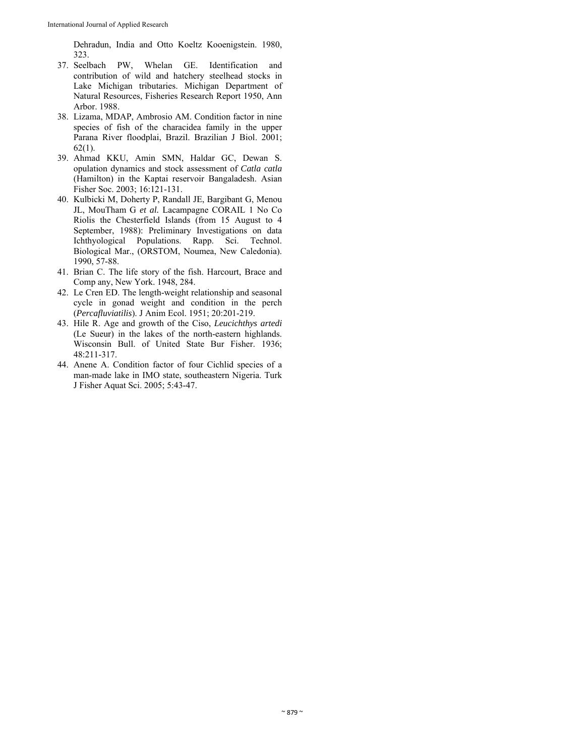Dehradun, India and Otto Koeltz Kooenigstein. 1980, 323.

37. Seelbach PW, Whelan GE. Identification and contribution of wild and hatchery steelhead stocks in Lake Michigan tributaries. Michigan Department of Natural Resources, Fisheries Research Report 1950, Ann Arbor. 1988.
38. Lizama, MDAP, Ambrosio AM. Condition factor in nine species of fish of the characidea family in the upper Parana River floodplai, Brazil. Brazilian J Biol. 2001; 62(1).
39. Ahmad KKU, Amin SMN, Haldar GC, Dewan S. opulation dynamics and stock assessment of *Catla catla* (Hamilton) in the Kaptai reservoir Bangaladesh. Asian Fisher Soc. 2003; 16:121-131.
40. Kulbicki M, Doherty P, Randall JE, Bargibant G, Menou JL, MouTham G *et al.* Lacampagne CORAIL 1 No Co Riolis the Chesterfield Islands (from 15 August to 4 September, 1988): Preliminary Investigations on data Ichthyological Populations. Rapp. Sci. Technol. Biological Mar., (ORSTOM, Noumea, New Caledonia). 1990, 57-88.
41. Brian C. The life story of the fish. Harcourt, Brace and Comp any, New York. 1948, 284.
42. Le Cren ED. The length-weight relationship and seasonal cycle in gonad weight and condition in the perch (*Percafluviatilis*). J Anim Ecol. 1951; 20:201-219.
43. Hile R. Age and growth of the Ciso, *Leucichthys artedi* (Le Sueur) in the lakes of the north-eastern highlands. Wisconsin Bull. of United State Bur Fisher. 1936; 48:211-317.
44. Anene A. Condition factor of four Cichlid species of a man-made lake in IMO state, southeastern Nigeria. Turk J Fisher Aquat Sci. 2005; 5:43-47.